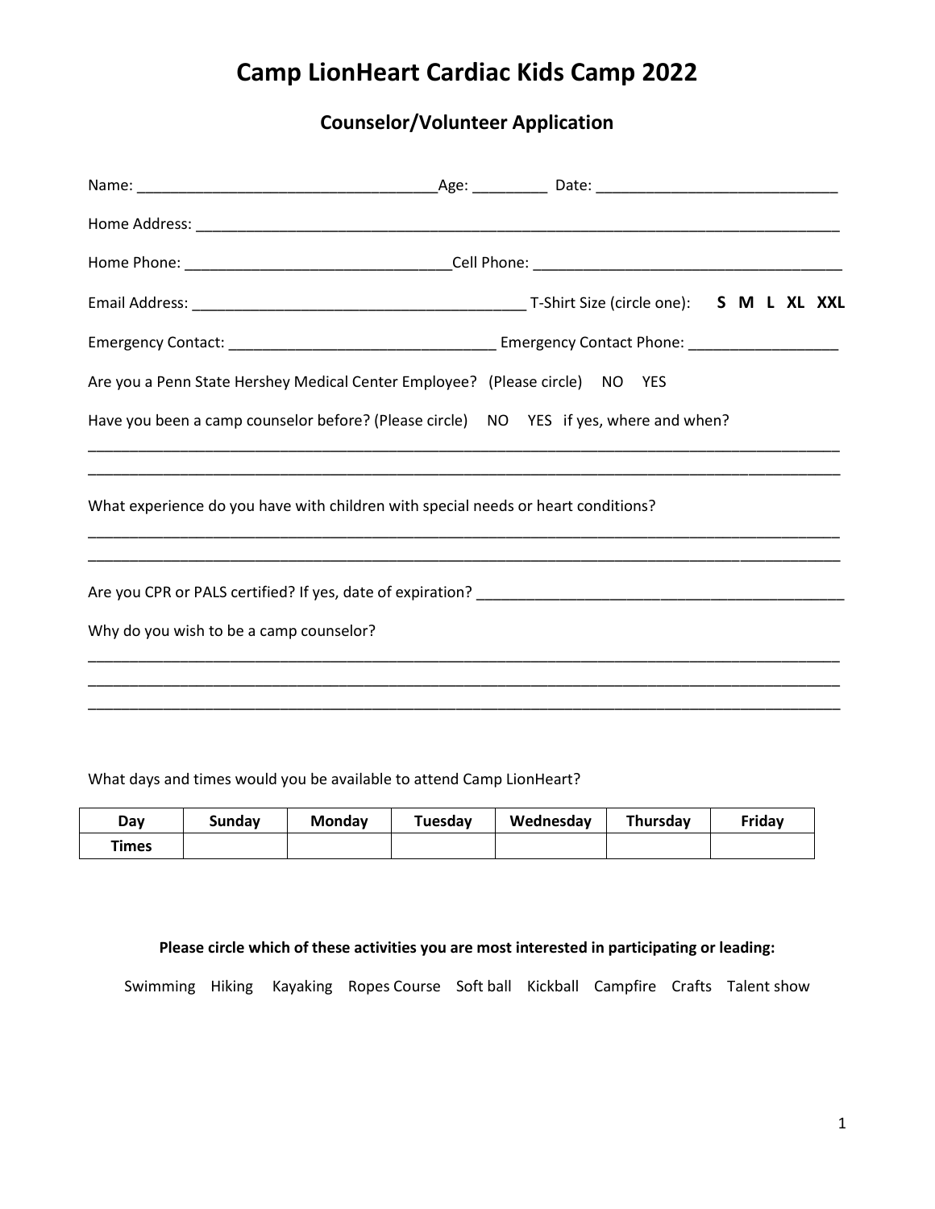# Camp LionHeart Cardiac Kids Camp 2022

## Counselor/Volunteer Application

Name: ____________________________________Age: _________ Date: _____________________________

Home Address: _________________________________________________________________________________

Home Phone: ________________________________Cell Phone: ______________________________________

Email Address: ________________________________________ T-Shirt Size (circle one): **S M L XL XXL**

Emergency Contact: ________________________________ Emergency Contact Phone: __________________

Are you a Penn State Hershey Medical Center Employee? (Please circle) NO YES

Have you been a camp counselor before? (Please circle) NO YES if yes, where and when?

_____________________________________________________________________________________________

_____________________________________________________________________________________________

What experience do you have with children with special needs or heart conditions?

_____________________________________________________________________________________________

_____________________________________________________________________________________________

Are you CPR or PALS certified? If yes, date of expiration? ______________________________________________

Why do you wish to be a camp counselor?

_____________________________________________________________________________________________

_____________________________________________________________________________________________

_____________________________________________________________________________________________

What days and times would you be available to attend Camp LionHeart?

| Day | Sunday | Monday | Tuesday | Wednesday | Thursday | Friday |
|---|---|---|---|---|---|---|
| Times | | | | | | |

**Please circle which of these activities you are most interested in participating or leading:**

Swimming Hiking Kayaking Ropes Course Soft ball Kickball Campfire Crafts Talent show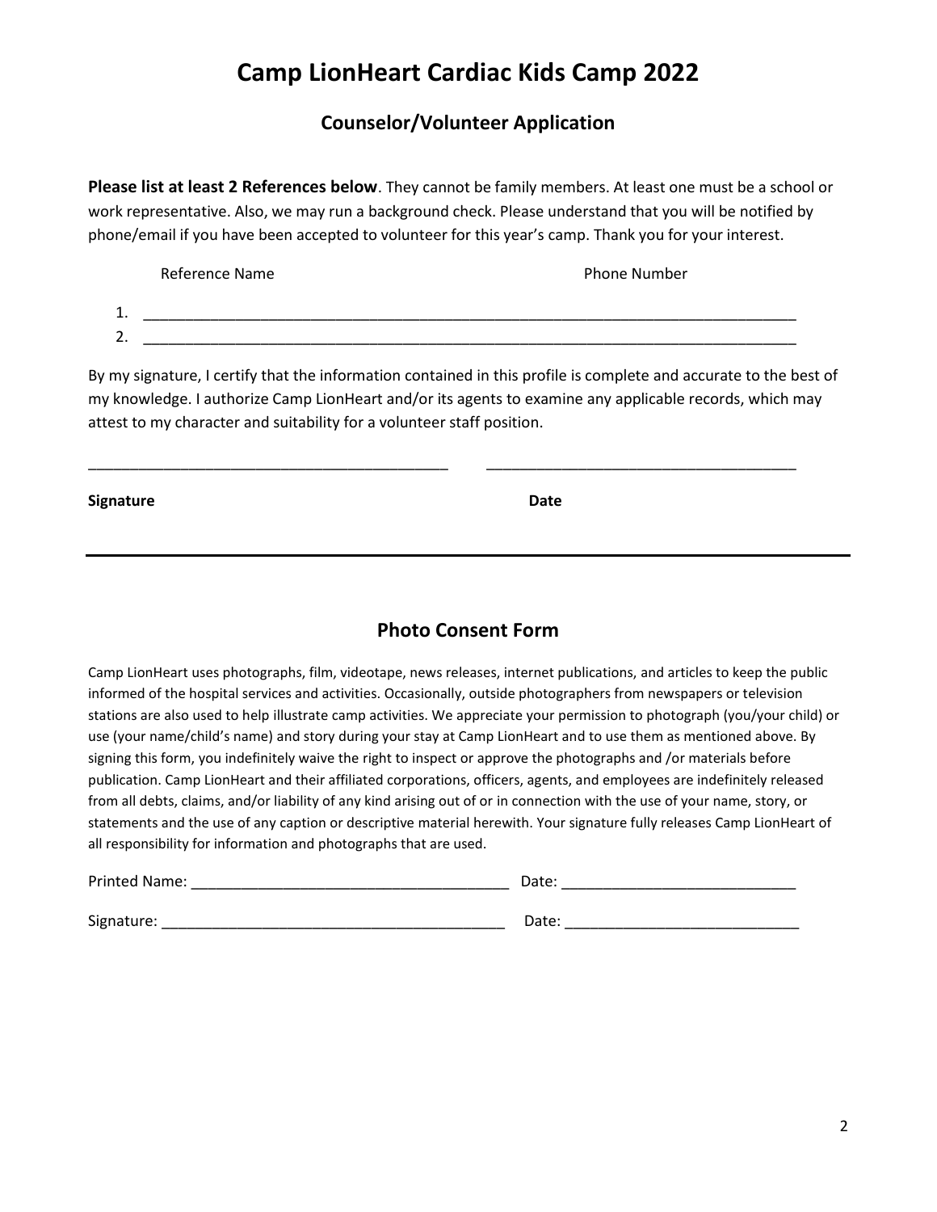# Camp LionHeart Cardiac Kids Camp 2022

## Counselor/Volunteer Application

**Please list at least 2 References below**. They cannot be family members. At least one must be a school or work representative. Also, we may run a background check. Please understand that you will be notified by phone/email if you have been accepted to volunteer for this year's camp. Thank you for your interest.

Reference Name                                        Phone Number

1. ________________________________________________________________________________
2. ________________________________________________________________________________

By my signature, I certify that the information contained in this profile is complete and accurate to the best of my knowledge. I authorize Camp LionHeart and/or its agents to examine any applicable records, which may attest to my character and suitability for a volunteer staff position.

____________________________________________        _____________________________________

**Signature**                                                                        **Date**

---

## Photo Consent Form

Camp LionHeart uses photographs, film, videotape, news releases, internet publications, and articles to keep the public informed of the hospital services and activities. Occasionally, outside photographers from newspapers or television stations are also used to help illustrate camp activities. We appreciate your permission to photograph (you/your child) or use (your name/child's name) and story during your stay at Camp LionHeart and to use them as mentioned above. By signing this form, you indefinitely waive the right to inspect or approve the photographs and /or materials before publication. Camp LionHeart and their affiliated corporations, officers, agents, and employees are indefinitely released from all debts, claims, and/or liability of any kind arising out of or in connection with the use of your name, story, or statements and the use of any caption or descriptive material herewith. Your signature fully releases Camp LionHeart of all responsibility for information and photographs that are used.

Printed Name: ______________________________________ Date: ____________________________

Signature: _________________________________________ Date: ____________________________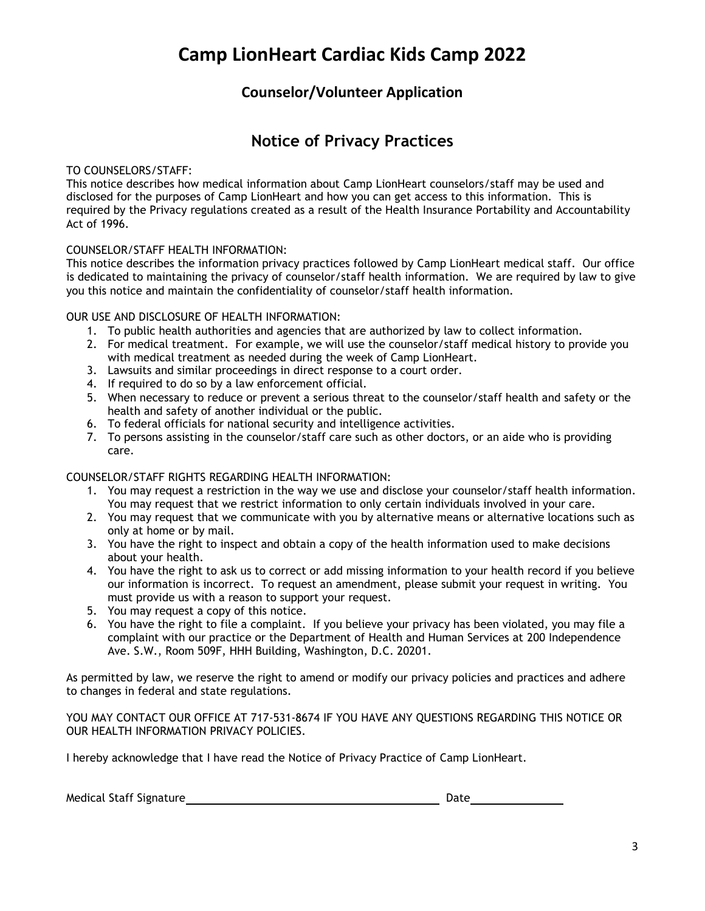# Camp LionHeart Cardiac Kids Camp 2022

## Counselor/Volunteer Application

## Notice of Privacy Practices

TO COUNSELORS/STAFF:
This notice describes how medical information about Camp LionHeart counselors/staff may be used and disclosed for the purposes of Camp LionHeart and how you can get access to this information. This is required by the Privacy regulations created as a result of the Health Insurance Portability and Accountability Act of 1996.

COUNSELOR/STAFF HEALTH INFORMATION:
This notice describes the information privacy practices followed by Camp LionHeart medical staff. Our office is dedicated to maintaining the privacy of counselor/staff health information. We are required by law to give you this notice and maintain the confidentiality of counselor/staff health information.

OUR USE AND DISCLOSURE OF HEALTH INFORMATION:

1. To public health authorities and agencies that are authorized by law to collect information.
2. For medical treatment. For example, we will use the counselor/staff medical history to provide you with medical treatment as needed during the week of Camp LionHeart.
3. Lawsuits and similar proceedings in direct response to a court order.
4. If required to do so by a law enforcement official.
5. When necessary to reduce or prevent a serious threat to the counselor/staff health and safety or the health and safety of another individual or the public.
6. To federal officials for national security and intelligence activities.
7. To persons assisting in the counselor/staff care such as other doctors, or an aide who is providing care.

COUNSELOR/STAFF RIGHTS REGARDING HEALTH INFORMATION:

1. You may request a restriction in the way we use and disclose your counselor/staff health information. You may request that we restrict information to only certain individuals involved in your care.
2. You may request that we communicate with you by alternative means or alternative locations such as only at home or by mail.
3. You have the right to inspect and obtain a copy of the health information used to make decisions about your health.
4. You have the right to ask us to correct or add missing information to your health record if you believe our information is incorrect. To request an amendment, please submit your request in writing. You must provide us with a reason to support your request.
5. You may request a copy of this notice.
6. You have the right to file a complaint. If you believe your privacy has been violated, you may file a complaint with our practice or the Department of Health and Human Services at 200 Independence Ave. S.W., Room 509F, HHH Building, Washington, D.C. 20201.

As permitted by law, we reserve the right to amend or modify our privacy policies and practices and adhere to changes in federal and state regulations.

YOU MAY CONTACT OUR OFFICE AT 717-531-8674 IF YOU HAVE ANY QUESTIONS REGARDING THIS NOTICE OR OUR HEALTH INFORMATION PRIVACY POLICIES.

I hereby acknowledge that I have read the Notice of Privacy Practice of Camp LionHeart.

Medical Staff Signature________________________________________ Date_______________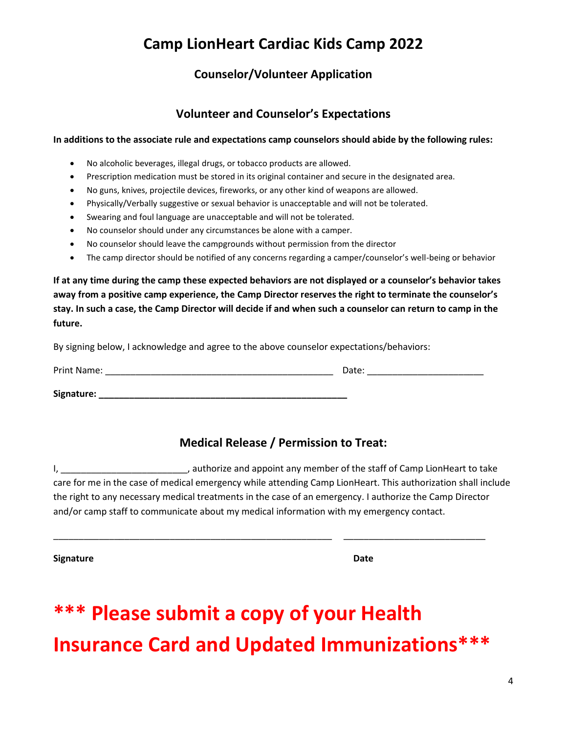# Camp LionHeart Cardiac Kids Camp 2022

## Counselor/Volunteer Application

### Volunteer and Counselor's Expectations

**In additions to the associate rule and expectations camp counselors should abide by the following rules:**

- No alcoholic beverages, illegal drugs, or tobacco products are allowed.
- Prescription medication must be stored in its original container and secure in the designated area.
- No guns, knives, projectile devices, fireworks, or any other kind of weapons are allowed.
- Physically/Verbally suggestive or sexual behavior is unacceptable and will not be tolerated.
- Swearing and foul language are unacceptable and will not be tolerated.
- No counselor should under any circumstances be alone with a camper.
- No counselor should leave the campgrounds without permission from the director
- The camp director should be notified of any concerns regarding a camper/counselor's well-being or behavior

**If at any time during the camp these expected behaviors are not displayed or a counselor's behavior takes away from a positive camp experience, the Camp Director reserves the right to terminate the counselor's stay. In such a case, the Camp Director will decide if and when such a counselor can return to camp in the future.**

By signing below, I acknowledge and agree to the above counselor expectations/behaviors:

Print Name: ______________________________________________ Date: _______________________

**Signature: __________________________________________________**

### Medical Release / Permission to Treat:

I, _________________________, authorize and appoint any member of the staff of Camp LionHeart to take care for me in the case of medical emergency while attending Camp LionHeart. This authorization shall include the right to any necessary medical treatments in the case of an emergency. I authorize the Camp Director and/or camp staff to communicate about my medical information with my emergency contact.

________________________________________________________ ____________________________

**Signature** **Date**

# *** Please submit a copy of your Health Insurance Card and Updated Immunizations***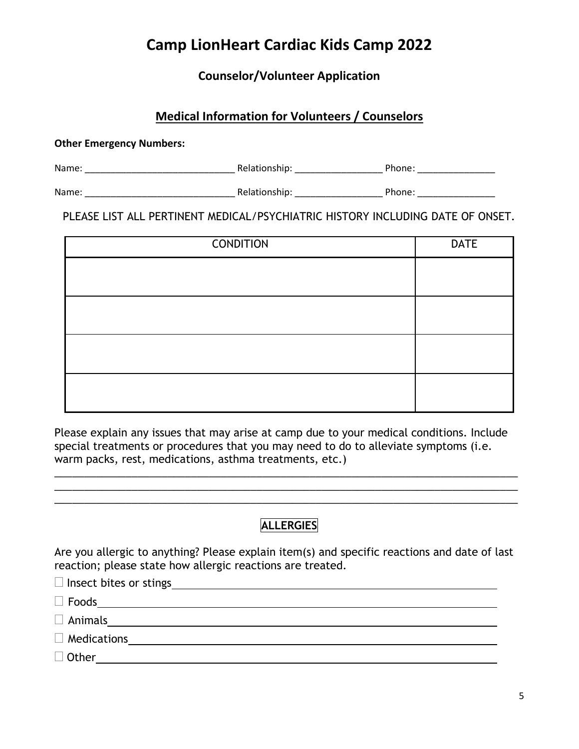# Camp LionHeart Cardiac Kids Camp 2022

### Counselor/Volunteer Application

## Medical Information for Volunteers / Counselors

**Other Emergency Numbers:**

Name: _____________________________ Relationship: ________________ Phone: _______________

Name: _____________________________ Relationship: ________________ Phone: _______________

PLEASE LIST ALL PERTINENT MEDICAL/PSYCHIATRIC HISTORY INCLUDING DATE OF ONSET.

| CONDITION | DATE |
|---|---|
| | |
| | |
| | |
| | |

Please explain any issues that may arise at camp due to your medical conditions. Include special treatments or procedures that you may need to do to alleviate symptoms (i.e. warm packs, rest, medications, asthma treatments, etc.)

_______________________________________________________________________________
_______________________________________________________________________________
_______________________________________________________________________________

### ALLERGIES

Are you allergic to anything? Please explain item(s) and specific reactions and date of last reaction; please state how allergic reactions are treated.

- ☐ Insect bites or stings ____________________________________________
- ☐ Foods ____________________________________________
- ☐ Animals ____________________________________________
- ☐ Medications ____________________________________________
- ☐ Other ____________________________________________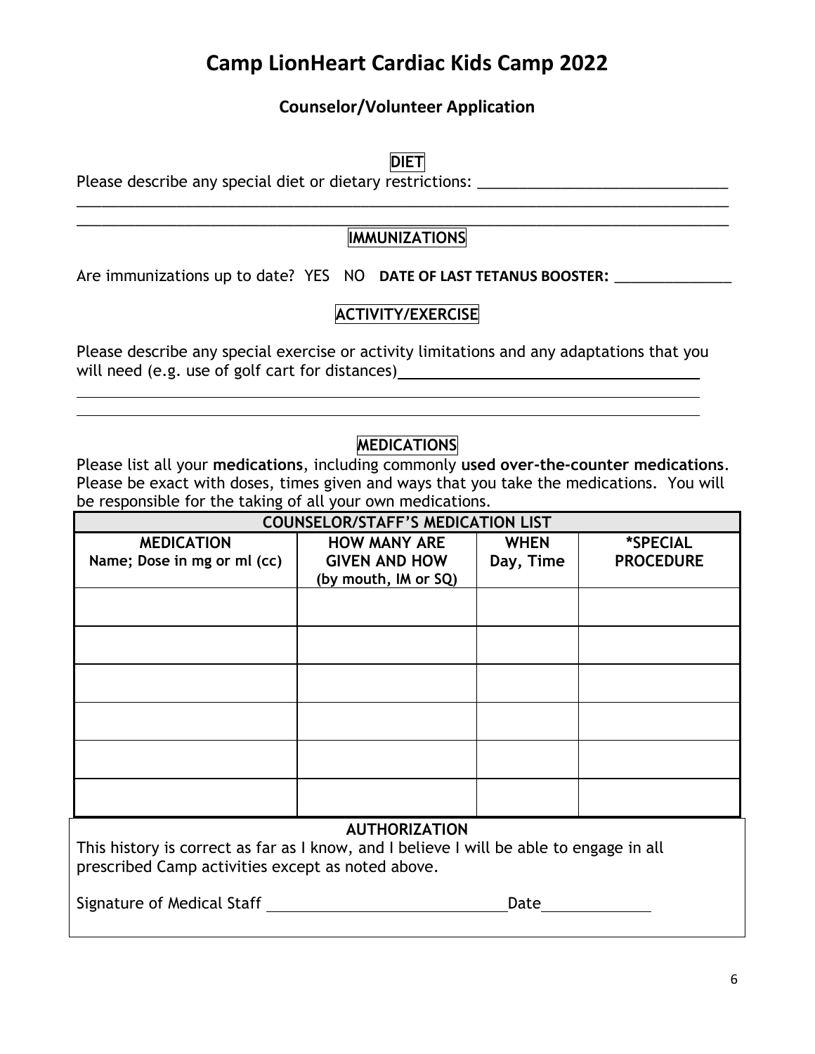# Camp LionHeart Cardiac Kids Camp 2022

## Counselor/Volunteer Application

### DIET

Please describe any special diet or dietary restrictions: ______________________________

________________________________________________________________________________

________________________________________________________________________________

### IMMUNIZATIONS

Are immunizations up to date? YES NO **DATE OF LAST TETANUS BOOSTER:** _______________

### ACTIVITY/EXERCISE

Please describe any special exercise or activity limitations and any adaptations that you will need (e.g. use of golf cart for distances)____________________________________

________________________________________________________________________________

________________________________________________________________________________

### MEDICATIONS

Please list all your **medications**, including commonly **used over-the-counter medications**. Please be exact with doses, times given and ways that you take the medications. You will be responsible for the taking of all your own medications.

| COUNSELOR/STAFF'S MEDICATION LIST | | | |
|---|---|---|---|
| **MEDICATION Name; Dose in mg or ml (cc)** | **HOW MANY ARE GIVEN AND HOW (by mouth, IM or SQ)** | **WHEN Day, Time** | ***SPECIAL PROCEDURE** |
| | | | |
| | | | |
| | | | |
| | | | |
| | | | |
| | | | |

**AUTHORIZATION**

This history is correct as far as I know, and I believe I will be able to engage in all prescribed Camp activities except as noted above.

Signature of Medical Staff ______________________________ Date______________